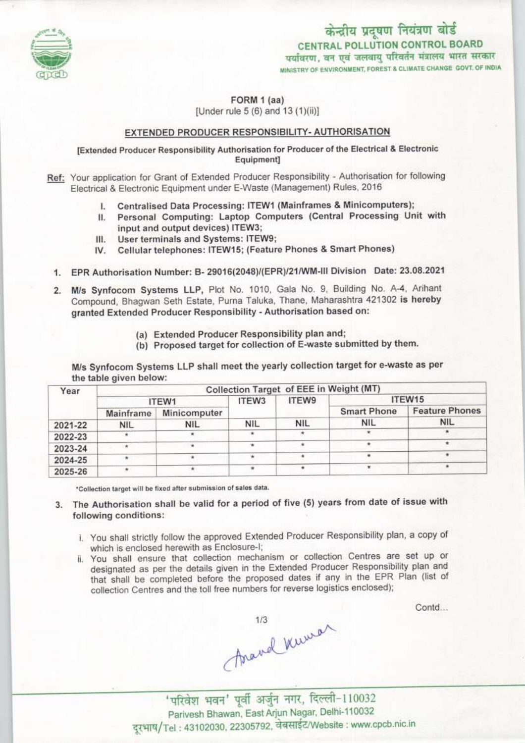केन्द्रीय प्रदूषण नियंत्रण बोर्ड
CENTRAL POLLUTION CONTROL BOARD
पर्यावरण, वन एवं जलवायु परिवर्तन मंत्रालय भारत सरकार
MINISTRY OF ENVIRONMENT, FOREST & CLIMATE CHANGE GOVT. OF INDIA

# FORM 1 (aa)

[Under rule 5 (6) and 13 (1)(ii)]

## EXTENDED PRODUCER RESPONSIBILITY- AUTHORISATION

[Extended Producer Responsibility Authorisation for Producer of the Electrical & Electronic Equipment]

Ref: Your application for Grant of Extended Producer Responsibility - Authorisation for following Electrical & Electronic Equipment under E-Waste (Management) Rules, 2016

I. Centralised Data Processing: ITEW1 (Mainframes & Minicomputers);
II. Personal Computing: Laptop Computers (Central Processing Unit with input and output devices) ITEW3;
III. User terminals and Systems: ITEW9;
IV. Cellular telephones: ITEW15; (Feature Phones & Smart Phones)

1. EPR Authorisation Number: B- 29016(2048)/(EPR)/21/WM-III Division Date: 23.08.2021

2. M/s Synfocom Systems LLP, Plot No. 1010, Gala No. 9, Building No. A-4, Arihant Compound, Bhagwan Seth Estate, Purna Taluka, Thane, Maharashtra 421302 is hereby granted Extended Producer Responsibility - Authorisation based on:

   (a) Extended Producer Responsibility plan and;
   (b) Proposed target for collection of E-waste submitted by them.

M/s Synfocom Systems LLP shall meet the yearly collection target for e-waste as per the table given below:

| Year | Collection Target of EEE in Weight (MT) | | | | | |
|---|---|---|---|---|---|---|
| | ITEW1 | | ITEW3 | ITEW9 | ITEW15 | |
| | Mainframe | Minicomputer | | | Smart Phone | Feature Phones |
| 2021-22 | NIL | NIL | NIL | NIL | NIL | NIL |
| 2022-23 | * | * | * | * | * | * |
| 2023-24 | * | * | * | * | * | * |
| 2024-25 | * | * | * | * | * | * |
| 2025-26 | * | * | * | * | * | * |

*Collection target will be fixed after submission of sales data.

3. The Authorisation shall be valid for a period of five (5) years from date of issue with following conditions:

   i. You shall strictly follow the approved Extended Producer Responsibility plan, a copy of which is enclosed herewith as Enclosure-I;
   ii. You shall ensure that collection mechanism or collection Centres are set up or designated as per the details given in the Extended Producer Responsibility plan and that shall be completed before the proposed dates if any in the EPR Plan (list of collection Centres and the toll free numbers for reverse logistics enclosed);

Contd...

Anand Kumar

'परिवेश भवन' पूर्वी अर्जुन नगर, दिल्ली-110032
Parivesh Bhawan, East Arjun Nagar, Delhi-110032
दूरभाष/Tel : 43102030, 22305792, वेबसाईट/Website : www.cpcb.nic.in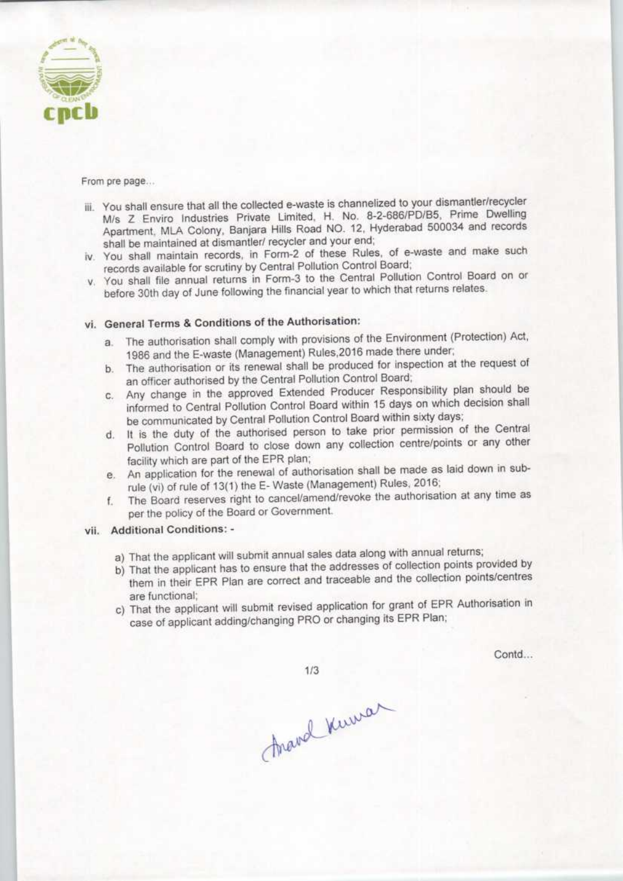From pre page...

iii. You shall ensure that all the collected e-waste is channelized to your dismantler/recycler M/s Z Enviro Industries Private Limited, H. No. 8-2-686/PD/B5, Prime Dwelling Apartment, MLA Colony, Banjara Hills Road NO. 12, Hyderabad 500034 and records shall be maintained at dismantler/ recycler and your end;

iv. You shall maintain records, in Form-2 of these Rules, of e-waste and make such records available for scrutiny by Central Pollution Control Board;

v. You shall file annual returns in Form-3 to the Central Pollution Control Board on or before 30th day of June following the financial year to which that returns relates.

vi. **General Terms & Conditions of the Authorisation:**

   a. The authorisation shall comply with provisions of the Environment (Protection) Act, 1986 and the E-waste (Management) Rules,2016 made there under;
   b. The authorisation or its renewal shall be produced for inspection at the request of an officer authorised by the Central Pollution Control Board;
   c. Any change in the approved Extended Producer Responsibility plan should be informed to Central Pollution Control Board within 15 days on which decision shall be communicated by Central Pollution Control Board within sixty days;
   d. It is the duty of the authorised person to take prior permission of the Central Pollution Control Board to close down any collection centre/points or any other facility which are part of the EPR plan;
   e. An application for the renewal of authorisation shall be made as laid down in sub-rule (vi) of rule of 13(1) the E- Waste (Management) Rules, 2016;
   f. The Board reserves right to cancel/amend/revoke the authorisation at any time as per the policy of the Board or Government.

vii. **Additional Conditions: -**

   a) That the applicant will submit annual sales data along with annual returns;
   b) That the applicant has to ensure that the addresses of collection points provided by them in their EPR Plan are correct and traceable and the collection points/centres are functional;
   c) That the applicant will submit revised application for grant of EPR Authorisation in case of applicant adding/changing PRO or changing its EPR Plan;

Contd...

Anand Kumar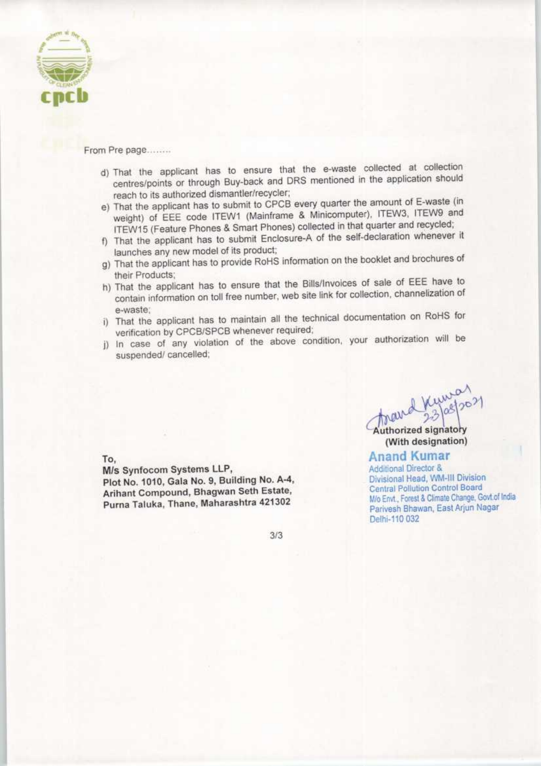From Pre page........

d) That the applicant has to ensure that the e-waste collected at collection centres/points or through Buy-back and DRS mentioned in the application should reach to its authorized dismantler/recycler;
e) That the applicant has to submit to CPCB every quarter the amount of E-waste (in weight) of EEE code ITEW1 (Mainframe & Minicomputer), ITEW3, ITEW9 and ITEW15 (Feature Phones & Smart Phones) collected in that quarter and recycled;
f) That the applicant has to submit Enclosure-A of the self-declaration whenever it launches any new model of its product;
g) That the applicant has to provide RoHS information on the booklet and brochures of their Products;
h) That the applicant has to ensure that the Bills/Invoices of sale of EEE have to contain information on toll free number, web site link for collection, channelization of e-waste;
i) That the applicant has to maintain all the technical documentation on RoHS for verification by CPCB/SPCB whenever required;
j) In case of any violation of the above condition, your authorization will be suspended/ cancelled;

Anand Kumar 23/08/2021

**Authorized signatory**
**(With designation)**

**Anand Kumar**
Additional Director &
Divisional Head, WM-III Division
Central Pollution Control Board
M/o Envt., Forest & Climate Change, Govt.of India
Parivesh Bhawan, East Arjun Nagar
Delhi-110 032

To,
**M/s Synfocom Systems LLP,**
**Plot No. 1010, Gala No. 9, Building No. A-4,**
**Arihant Compound, Bhagwan Seth Estate,**
**Purna Taluka, Thane, Maharashtra 421302**